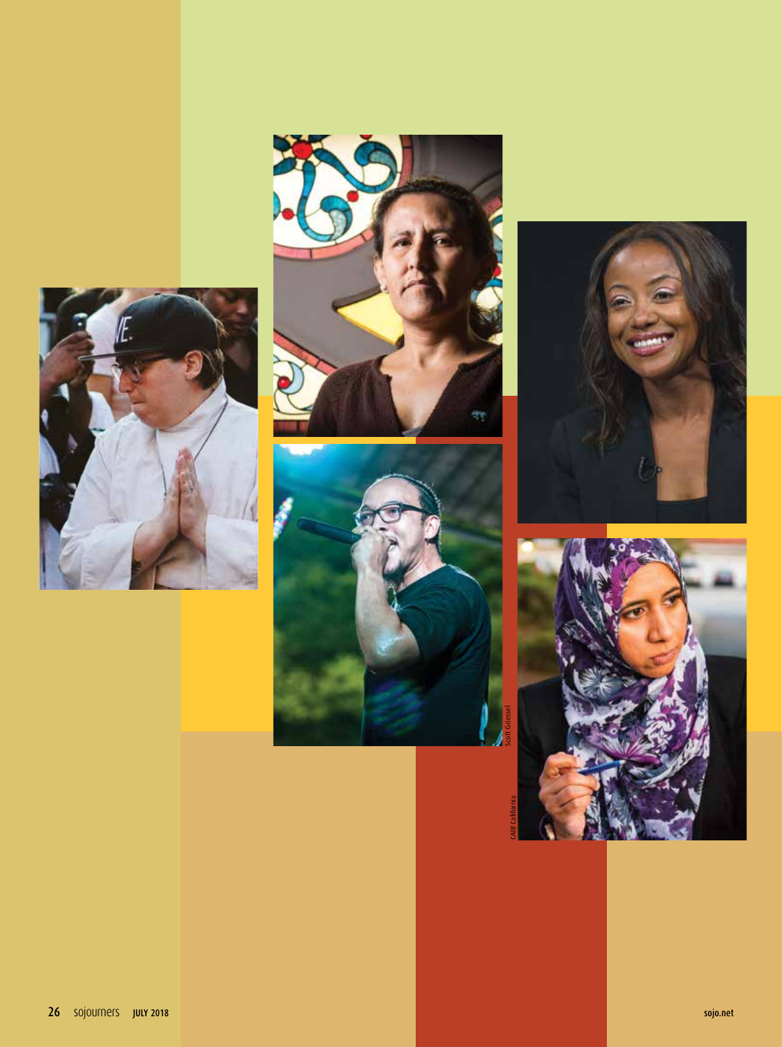Scott Griessel

CAIR California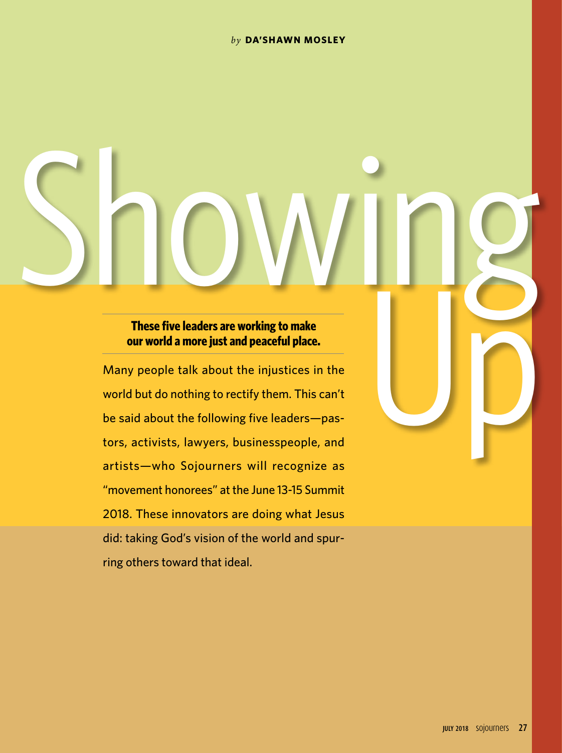*by* **DA'SHAWN MOSLEY**

# Showing Up

**These five leaders are working to make our world a more just and peaceful place.**

Many people talk about the injustices in the world but do nothing to rectify them. This can't be said about the following five leaders—pastors, activists, lawyers, businesspeople, and artists—who Sojourners will recognize as "movement honorees" at the June 13-15 Summit 2018. These innovators are doing what Jesus did: taking God's vision of the world and spurring others toward that ideal.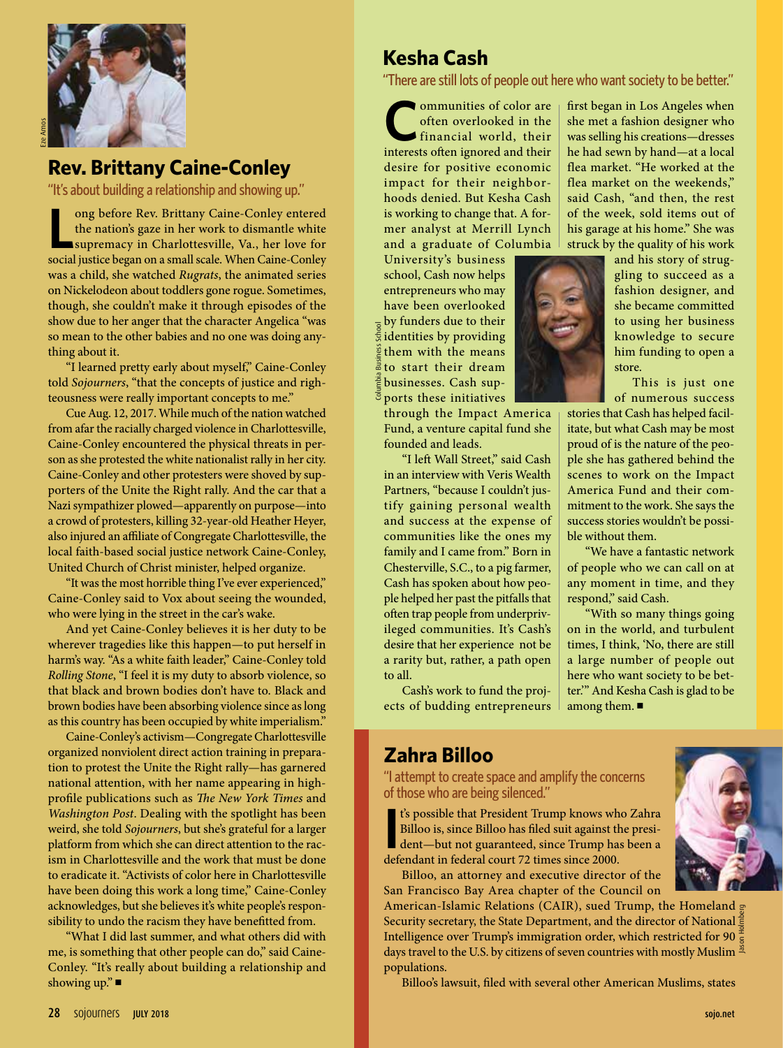## Rev. Brittany Caine-Conley

"It's about building a relationship and showing up."

Long before Rev. Brittany Caine-Conley entered the nation's gaze in her work to dismantle white supremacy in Charlottesville, Va., her love for social justice began on a small scale. When Caine-Conley was a child, she watched *Rugrats*, the animated series on Nickelodeon about toddlers gone rogue. Sometimes, though, she couldn't make it through episodes of the show due to her anger that the character Angelica "was so mean to the other babies and no one was doing anything about it.

"I learned pretty early about myself," Caine-Conley told *Sojourners*, "that the concepts of justice and righteousness were really important concepts to me."

Cue Aug. 12, 2017. While much of the nation watched from afar the racially charged violence in Charlottesville, Caine-Conley encountered the physical threats in person as she protested the white nationalist rally in her city. Caine-Conley and other protesters were shoved by supporters of the Unite the Right rally. And the car that a Nazi sympathizer plowed—apparently on purpose—into a crowd of protesters, killing 32-year-old Heather Heyer, also injured an affiliate of Congregate Charlottesville, the local faith-based social justice network Caine-Conley, United Church of Christ minister, helped organize.

"It was the most horrible thing I've ever experienced," Caine-Conley said to Vox about seeing the wounded, who were lying in the street in the car's wake.

And yet Caine-Conley believes it is her duty to be wherever tragedies like this happen—to put herself in harm's way. "As a white faith leader," Caine-Conley told *Rolling Stone*, "I feel it is my duty to absorb violence, so that black and brown bodies don't have to. Black and brown bodies have been absorbing violence since as long as this country has been occupied by white imperialism."

Caine-Conley's activism—Congregate Charlottesville organized nonviolent direct action training in preparation to protest the Unite the Right rally—has garnered national attention, with her name appearing in high-profile publications such as *The New York Times* and *Washington Post*. Dealing with the spotlight has been weird, she told *Sojourners*, but she's grateful for a larger platform from which she can direct attention to the racism in Charlottesville and the work that must be done to eradicate it. "Activists of color here in Charlottesville have been doing this work a long time," Caine-Conley acknowledges, but she believes it's white people's responsibility to undo the racism they have benefited from.

"What I did last summer, and what others did with me, is something that other people can do," said Caine-Conley. "It's really about building a relationship and showing up." ■

## Kesha Cash

"There are still lots of people out here who want society to be better."

Communities of color are often overlooked in the financial world, their interests often ignored and their desire for positive economic impact for their neighborhoods denied. But Kesha Cash is working to change that. A former analyst at Merrill Lynch and a graduate of Columbia University's business school, Cash now helps entrepreneurs who may have been overlooked by funders due to their identities by providing them with the means to start their dream businesses. Cash supports these initiatives through the Impact America Fund, a venture capital fund she founded and leads.

"I left Wall Street," said Cash in an interview with Veris Wealth Partners, "because I couldn't justify gaining personal wealth and success at the expense of communities like the ones my family and I came from." Born in Chesterville, S.C., to a pig farmer, Cash has spoken about how people helped her past the pitfalls that often trap people from underprivileged communities. It's Cash's desire that her experience not be a rarity but, rather, a path open to all.

Cash's work to fund the projects of budding entrepreneurs first began in Los Angeles when she met a fashion designer who was selling his creations—dresses he had sewn by hand—at a local flea market. "He worked at the flea market on the weekends," said Cash, "and then, the rest of the week, sold items out of his garage at his home." She was struck by the quality of his work and his story of struggling to succeed as a fashion designer, and she became committed to using her business knowledge to secure him funding to open a store.

This is just one of numerous success stories that Cash has helped facilitate, but what Cash may be most proud of is the nature of the people she has gathered behind the scenes to work on the Impact America Fund and their commitment to the work. She says the success stories wouldn't be possible without them.

"We have a fantastic network of people who we can call on at any moment in time, and they respond," said Cash.

"With so many things going on in the world, and turbulent times, I think, 'No, there are still a large number of people out here who want society to be better.'" And Kesha Cash is glad to be among them. ■

## Zahra Billoo

"I attempt to create space and amplify the concerns of those who are being silenced."

It's possible that President Trump knows who Zahra Billoo is, since Billoo has filed suit against the president—but not guaranteed, since Trump has been a defendant in federal court 72 times since 2000.

Billoo, an attorney and executive director of the San Francisco Bay Area chapter of the Council on American-Islamic Relations (CAIR), sued Trump, the Homeland Security secretary, the State Department, and the director of National Intelligence over Trump's immigration order, which restricted for 90 days travel to the U.S. by citizens of seven countries with mostly Muslim populations.

Billoo's lawsuit, filed with several other American Muslims, states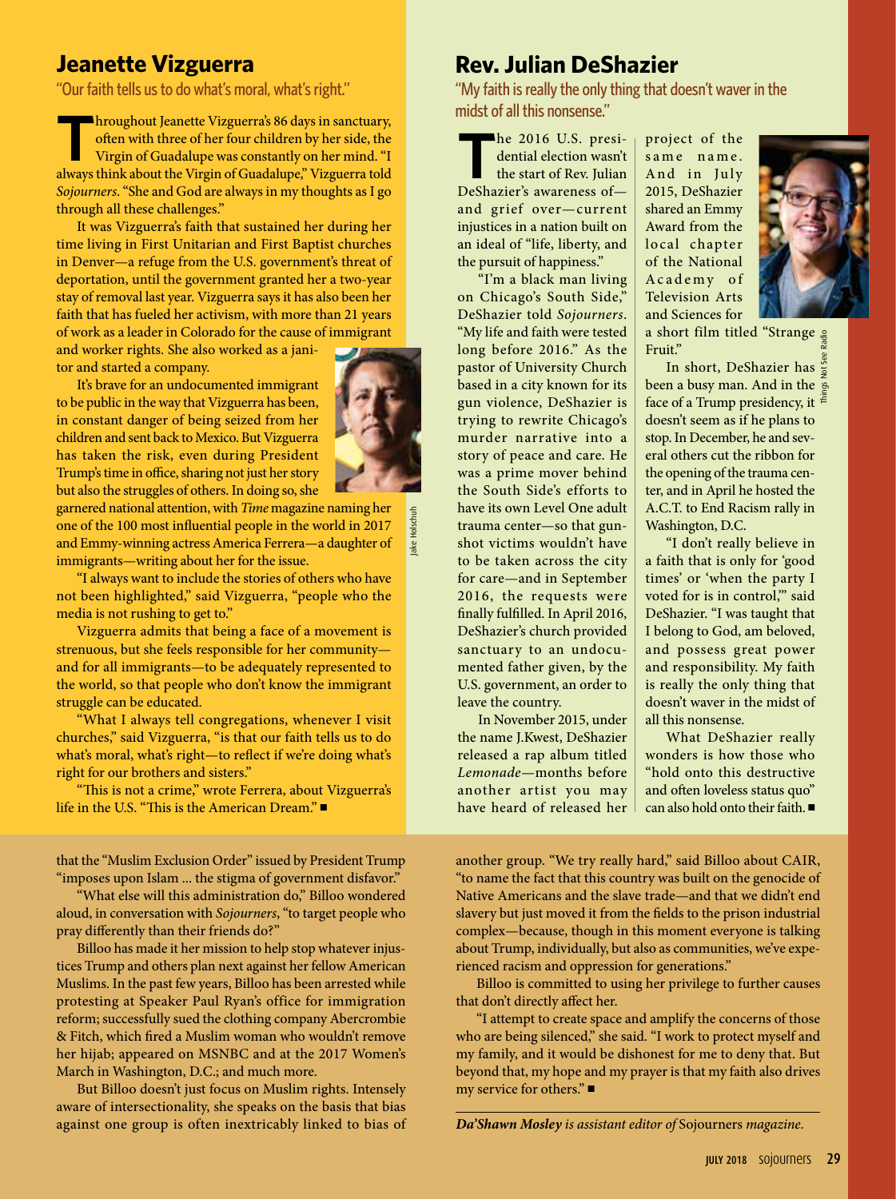## Jeanette Vizguerra

"Our faith tells us to do what's moral, what's right."

Throughout Jeanette Vizguerra's 86 days in sanctuary, often with three of her four children by her side, the Virgin of Guadalupe was constantly on her mind. "I always think about the Virgin of Guadalupe," Vizguerra told *Sojourners*. "She and God are always in my thoughts as I go through all these challenges."

It was Vizguerra's faith that sustained her during her time living in First Unitarian and First Baptist churches in Denver—a refuge from the U.S. government's threat of deportation, until the government granted her a two-year stay of removal last year. Vizguerra says it has also been her faith that has fueled her activism, with more than 21 years of work as a leader in Colorado for the cause of immigrant and worker rights. She also worked as a janitor and started a company.

It's brave for an undocumented immigrant to be public in the way that Vizguerra has been, in constant danger of being seized from her children and sent back to Mexico. But Vizguerra has taken the risk, even during President Trump's time in office, sharing not just her story but also the struggles of others. In doing so, she garnered national attention, with *Time* magazine naming her one of the 100 most influential people in the world in 2017 and Emmy-winning actress America Ferrera—a daughter of immigrants—writing about her for the issue.

Jake Holschuh

"I always want to include the stories of others who have not been highlighted," said Vizguerra, "people who the media is not rushing to get to."

Vizguerra admits that being a face of a movement is strenuous, but she feels responsible for her community—and for all immigrants—to be adequately represented to the world, so that people who don't know the immigrant struggle can be educated.

"What I always tell congregations, whenever I visit churches," said Vizguerra, "is that our faith tells us to do what's moral, what's right—to reflect if we're doing what's right for our brothers and sisters."

"This is not a crime," wrote Ferrera, about Vizguerra's life in the U.S. "This is the American Dream." ■

## Rev. Julian DeShazier

"My faith is really the only thing that doesn't waver in the midst of all this nonsense."

The 2016 U.S. presidential election wasn't the start of Rev. Julian DeShazier's awareness of—and grief over—current injustices in a nation built on an ideal of "life, liberty, and the pursuit of happiness."

"I'm a black man living on Chicago's South Side," DeShazier told *Sojourners*. "My life and faith were tested long before 2016." As the pastor of University Church based in a city known for its gun violence, DeShazier is trying to rewrite Chicago's murder narrative into a story of peace and care. He was a prime mover behind the South Side's efforts to have its own Level One adult trauma center—so that gunshot victims wouldn't have to be taken across the city for care—and in September 2016, the requests were finally fulfilled. In April 2016, DeShazier's church provided sanctuary to an undocumented father given, by the U.S. government, an order to leave the country.

In November 2015, under the name J.Kwest, DeShazier released a rap album titled *Lemonade*—months before another artist you may have heard of released her project of the same name. And in July 2015, DeShazier shared an Emmy Award from the local chapter of the National Academy of Television Arts and Sciences for a short film titled "Strange Fruit."

Things Not See Radio

In short, DeShazier has been a busy man. And in the face of a Trump presidency, it doesn't seem as if he plans to stop. In December, he and several others cut the ribbon for the opening of the trauma center, and in April he hosted the A.C.T. to End Racism rally in Washington, D.C.

"I don't really believe in a faith that is only for 'good times' or 'when the party I voted for is in control,'" said DeShazier. "I was taught that I belong to God, am beloved, and possess great power and responsibility. My faith is really the only thing that doesn't waver in the midst of all this nonsense."

What DeShazier really wonders is how those who "hold onto this destructive and often loveless status quo" can also hold onto their faith. ■

that the "Muslim Exclusion Order" issued by President Trump "imposes upon Islam ... the stigma of government disfavor."

"What else will this administration do," Billoo wondered aloud, in conversation with *Sojourners*, "to target people who pray differently than their friends do?"

Billoo has made it her mission to help stop whatever injustices Trump and others plan next against her fellow American Muslims. In the past few years, Billoo has been arrested while protesting at Speaker Paul Ryan's office for immigration reform; successfully sued the clothing company Abercrombie & Fitch, which fired a Muslim woman who wouldn't remove her hijab; appeared on MSNBC and at the 2017 Women's March in Washington, D.C.; and much more.

But Billoo doesn't just focus on Muslim rights. Intensely aware of intersectionality, she speaks on the basis that bias against one group is often inextricably linked to bias of another group. "We try really hard," said Billoo about CAIR, "to name the fact that this country was built on the genocide of Native Americans and the slave trade—and that we didn't end slavery but just moved it from the fields to the prison industrial complex—because, though in this moment everyone is talking about Trump, individually, but also as communities, we've experienced racism and oppression for generations."

Billoo is committed to using her privilege to further causes that don't directly affect her.

"I attempt to create space and amplify the concerns of those who are being silenced," she said. "I work to protect myself and my family, and it would be dishonest for me to deny that. But beyond that, my hope and my prayer is that my faith also drives my service for others." ■

***Da'Shawn Mosley** is assistant editor of* Sojourners *magazine.*